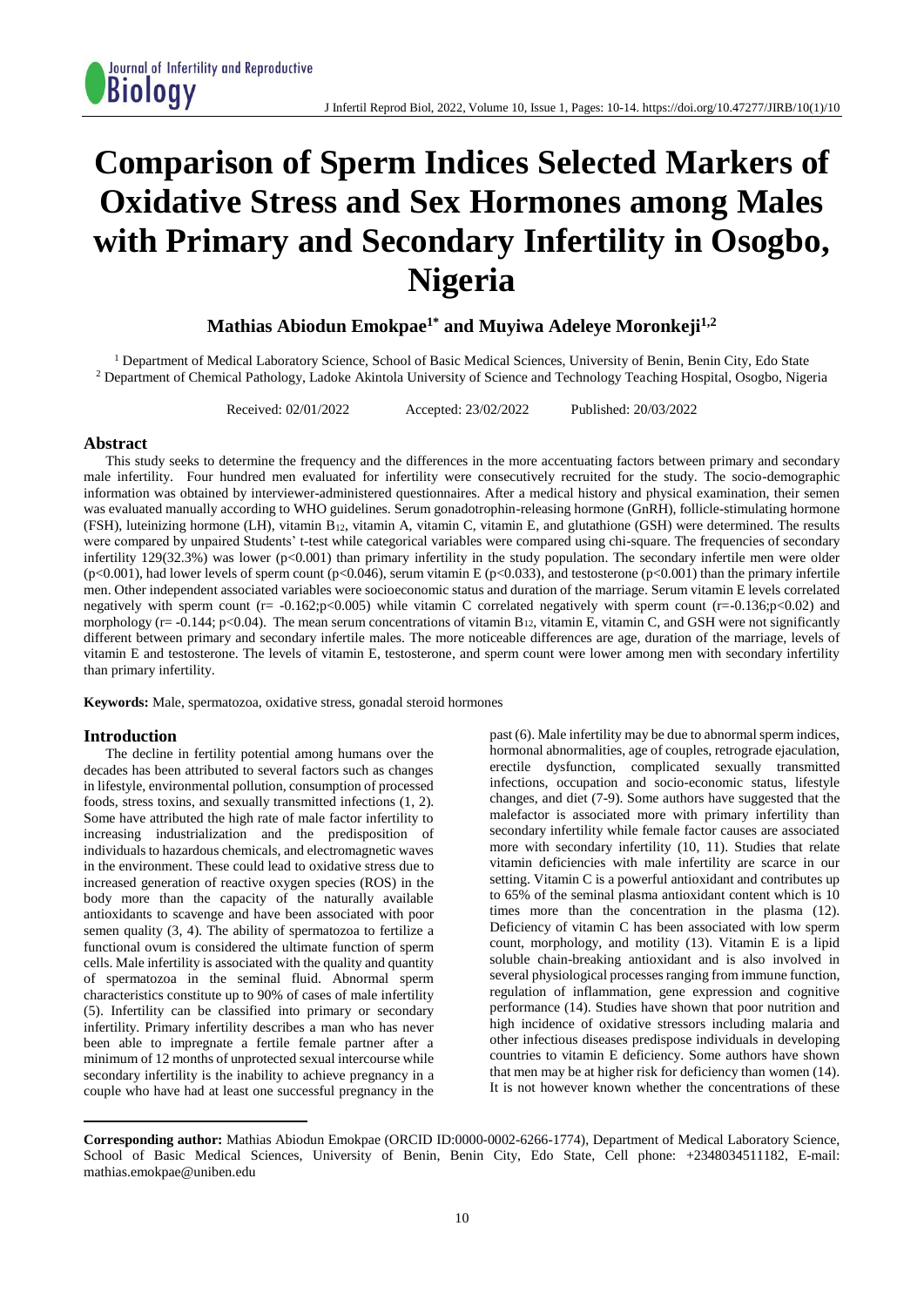# Comparison of Sperm Indices Selected Markers of Oxidative Stress and Sex Hormones among Males with Primary and Secondary Infertility in Osogbo, Nigeria

**Mathias Abiodun Emokpae[1*] and Muyiwa Adeleye Moronkeji[1,2]**

[1] Department of Medical Laboratory Science, School of Basic Medical Sciences, University of Benin, Benin City, Edo State
[2] Department of Chemical Pathology, Ladoke Akintola University of Science and Technology Teaching Hospital, Osogbo, Nigeria

Received: 02/01/2022 Accepted: 23/02/2022 Published: 20/03/2022

## Abstract

This study seeks to determine the frequency and the differences in the more accentuating factors between primary and secondary male infertility. Four hundred men evaluated for infertility were consecutively recruited for the study. The socio-demographic information was obtained by interviewer-administered questionnaires. After a medical history and physical examination, their semen was evaluated manually according to WHO guidelines. Serum gonadotrophin-releasing hormone (GnRH), follicle-stimulating hormone (FSH), luteinizing hormone (LH), vitamin $B_{12}$, vitamin A, vitamin C, vitamin E, and glutathione (GSH) were determined. The results were compared by unpaired Students' t-test while categorical variables were compared using chi-square. The frequencies of secondary infertility 129(32.3%) was lower ($p<0.001$) than primary infertility in the study population. The secondary infertile men were older ($p<0.001$), had lower levels of sperm count ($p<0.046$), serum vitamin E ($p<0.033$), and testosterone ($p<0.001$) than the primary infertile men. Other independent associated variables were socioeconomic status and duration of the marriage. Serum vitamin E levels correlated negatively with sperm count ($r= -0.162; p<0.005$) while vitamin C correlated negatively with sperm count ($r=-0.136; p<0.02$) and morphology ($r= -0.144; p<0.04$). The mean serum concentrations of vitamin $B_{12}$, vitamin E, vitamin C, and GSH were not significantly different between primary and secondary infertile males. The more noticeable differences are age, duration of the marriage, levels of vitamin E and testosterone. The levels of vitamin E, testosterone, and sperm count were lower among men with secondary infertility than primary infertility.

**Keywords:** Male, spermatozoa, oxidative stress, gonadal steroid hormones

## Introduction

The decline in fertility potential among humans over the decades has been attributed to several factors such as changes in lifestyle, environmental pollution, consumption of processed foods, stress toxins, and sexually transmitted infections (1, 2). Some have attributed the high rate of male factor infertility to increasing industrialization and the predisposition of individuals to hazardous chemicals, and electromagnetic waves in the environment. These could lead to oxidative stress due to increased generation of reactive oxygen species (ROS) in the body more than the capacity of the naturally available antioxidants to scavenge and have been associated with poor semen quality (3, 4). The ability of spermatozoa to fertilize a functional ovum is considered the ultimate function of sperm cells. Male infertility is associated with the quality and quantity of spermatozoa in the seminal fluid. Abnormal sperm characteristics constitute up to 90% of cases of male infertility (5). Infertility can be classified into primary or secondary infertility. Primary infertility describes a man who has never been able to impregnate a fertile female partner after a minimum of 12 months of unprotected sexual intercourse while secondary infertility is the inability to achieve pregnancy in a couple who have had at least one successful pregnancy in the past (6). Male infertility may be due to abnormal sperm indices, hormonal abnormalities, age of couples, retrograde ejaculation, erectile dysfunction, complicated sexually transmitted infections, occupation and socio-economic status, lifestyle changes, and diet (7-9). Some authors have suggested that the malefactor is associated more with primary infertility than secondary infertility while female factor causes are associated more with secondary infertility (10, 11). Studies that relate vitamin deficiencies with male infertility are scarce in our setting. Vitamin C is a powerful antioxidant and contributes up to 65% of the seminal plasma antioxidant content which is 10 times more than the concentration in the plasma (12). Deficiency of vitamin C has been associated with low sperm count, morphology, and motility (13). Vitamin E is a lipid soluble chain-breaking antioxidant and is also involved in several physiological processes ranging from immune function, regulation of inflammation, gene expression and cognitive performance (14). Studies have shown that poor nutrition and high incidence of oxidative stressors including malaria and other infectious diseases predispose individuals in developing countries to vitamin E deficiency. Some authors have shown that men may be at higher risk for deficiency than women (14). It is not however known whether the concentrations of these

**Corresponding author:** Mathias Abiodun Emokpae (ORCID ID:0000-0002-6266-1774), Department of Medical Laboratory Science, School of Basic Medical Sciences, University of Benin, Benin City, Edo State, Cell phone: +2348034511182, E-mail: mathias.emokpae@uniben.edu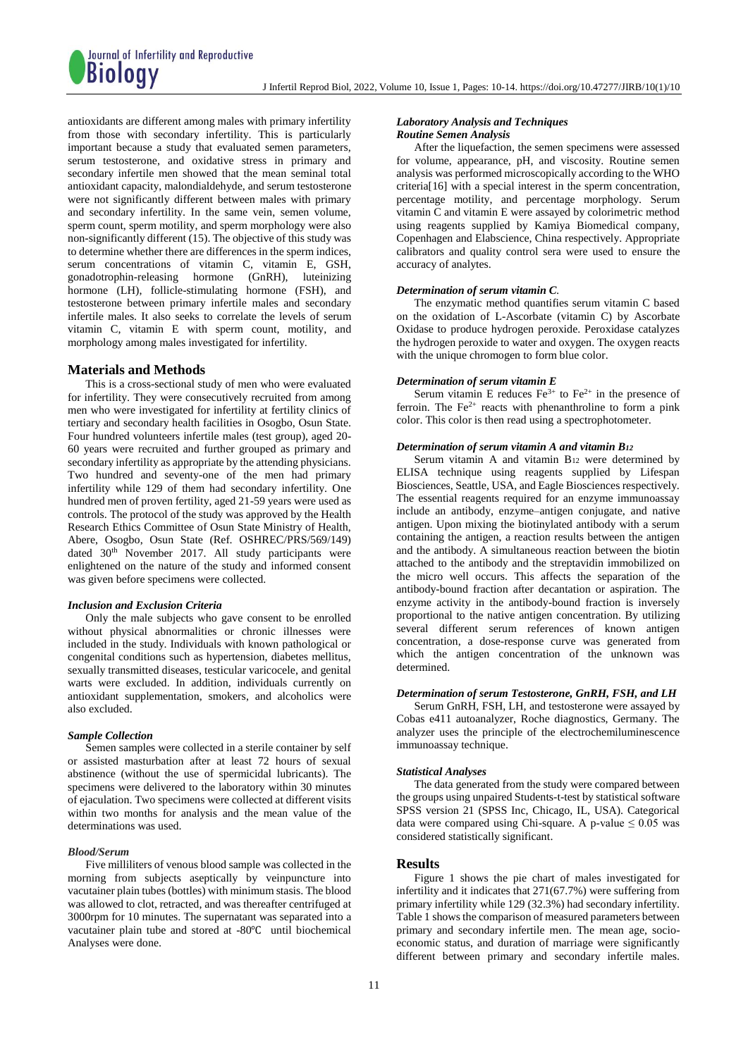antioxidants are different among males with primary infertility from those with secondary infertility. This is particularly important because a study that evaluated semen parameters, serum testosterone, and oxidative stress in primary and secondary infertile men showed that the mean seminal total antioxidant capacity, malondialdehyde, and serum testosterone were not significantly different between males with primary and secondary infertility. In the same vein, semen volume, sperm count, sperm motility, and sperm morphology were also non-significantly different (15). The objective of this study was to determine whether there are differences in the sperm indices, serum concentrations of vitamin C, vitamin E, GSH, gonadotrophin-releasing hormone (GnRH), luteinizing hormone (LH), follicle-stimulating hormone (FSH), and testosterone between primary infertile males and secondary infertile males. It also seeks to correlate the levels of serum vitamin C, vitamin E with sperm count, motility, and morphology among males investigated for infertility.

## Materials and Methods

This is a cross-sectional study of men who were evaluated for infertility. They were consecutively recruited from among men who were investigated for infertility at fertility clinics of tertiary and secondary health facilities in Osogbo, Osun State. Four hundred volunteers infertile males (test group), aged 20-60 years were recruited and further grouped as primary and secondary infertility as appropriate by the attending physicians. Two hundred and seventy-one of the men had primary infertility while 129 of them had secondary infertility. One hundred men of proven fertility, aged 21-59 years were used as controls. The protocol of the study was approved by the Health Research Ethics Committee of Osun State Ministry of Health, Abere, Osogbo, Osun State (Ref. OSHREC/PRS/569/149) dated 30th November 2017. All study participants were enlightened on the nature of the study and informed consent was given before specimens were collected.

### *Inclusion and Exclusion Criteria*

Only the male subjects who gave consent to be enrolled without physical abnormalities or chronic illnesses were included in the study. Individuals with known pathological or congenital conditions such as hypertension, diabetes mellitus, sexually transmitted diseases, testicular varicocele, and genital warts were excluded. In addition, individuals currently on antioxidant supplementation, smokers, and alcoholics were also excluded.

### *Sample Collection*

Semen samples were collected in a sterile container by self or assisted masturbation after at least 72 hours of sexual abstinence (without the use of spermicidal lubricants). The specimens were delivered to the laboratory within 30 minutes of ejaculation. Two specimens were collected at different visits within two months for analysis and the mean value of the determinations was used.

### *Blood/Serum*

Five milliliters of venous blood sample was collected in the morning from subjects aseptically by veinpuncture into vacutainer plain tubes (bottles) with minimum stasis. The blood was allowed to clot, retracted, and was thereafter centrifuged at 3000rpm for 10 minutes. The supernatant was separated into a vacutainer plain tube and stored at -80℃ until biochemical Analyses were done.

### *Laboratory Analysis and Techniques*
### *Routine Semen Analysis*

After the liquefaction, the semen specimens were assessed for volume, appearance, pH, and viscosity. Routine semen analysis was performed microscopically according to the WHO criteria[16] with a special interest in the sperm concentration, percentage motility, and percentage morphology. Serum vitamin C and vitamin E were assayed by colorimetric method using reagents supplied by Kamiya Biomedical company, Copenhagen and Elabscience, China respectively. Appropriate calibrators and quality control sera were used to ensure the accuracy of analytes.

### *Determination of serum vitamin C.*

The enzymatic method quantifies serum vitamin C based on the oxidation of L-Ascorbate (vitamin C) by Ascorbate Oxidase to produce hydrogen peroxide. Peroxidase catalyzes the hydrogen peroxide to water and oxygen. The oxygen reacts with the unique chromogen to form blue color.

### *Determination of serum vitamin E*

Serum vitamin E reduces $Fe^{3+}$ to $Fe^{2+}$ in the presence of ferroin. The $Fe^{2+}$ reacts with phenanthroline to form a pink color. This color is then read using a spectrophotometer.

### *Determination of serum vitamin A and vitamin $B_{12}$*

Serum vitamin A and vitamin $B_{12}$ were determined by ELISA technique using reagents supplied by Lifespan Biosciences, Seattle, USA, and Eagle Biosciences respectively. The essential reagents required for an enzyme immunoassay include an antibody, enzyme–antigen conjugate, and native antigen. Upon mixing the biotinylated antibody with a serum containing the antigen, a reaction results between the antigen and the antibody. A simultaneous reaction between the biotin attached to the antibody and the streptavidin immobilized on the micro well occurs. This affects the separation of the antibody-bound fraction after decantation or aspiration. The enzyme activity in the antibody-bound fraction is inversely proportional to the native antigen concentration. By utilizing several different serum references of known antigen concentration, a dose-response curve was generated from which the antigen concentration of the unknown was determined.

### *Determination of serum Testosterone, GnRH, FSH, and LH*

Serum GnRH, FSH, LH, and testosterone were assayed by Cobas e411 autoanalyzer, Roche diagnostics, Germany. The analyzer uses the principle of the electrochemiluminescence immunoassay technique.

### *Statistical Analyses*

The data generated from the study were compared between the groups using unpaired Students-t-test by statistical software SPSS version 21 (SPSS Inc, Chicago, IL, USA). Categorical data were compared using Chi-square. A p-value $\leq 0.05$ was considered statistically significant.

## Results

Figure 1 shows the pie chart of males investigated for infertility and it indicates that 271(67.7%) were suffering from primary infertility while 129 (32.3%) had secondary infertility. Table 1 shows the comparison of measured parameters between primary and secondary infertile men. The mean age, socio-economic status, and duration of marriage were significantly different between primary and secondary infertile males.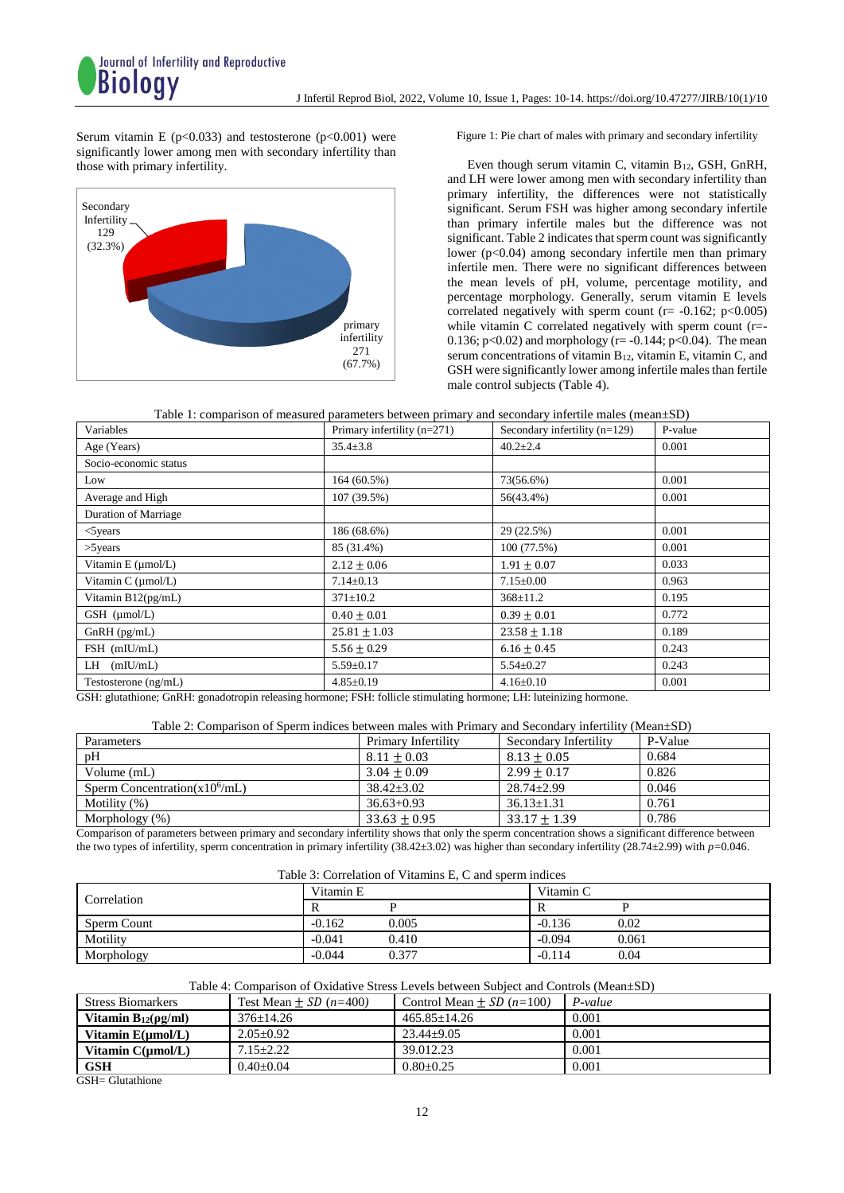Serum vitamin E (p<0.033) and testosterone (p<0.001) were significantly lower among men with secondary infertility than those with primary infertility.

Secondary Infertility 129 (32.3%)

primary infertility 271 (67.7%)

Figure 1: Pie chart of males with primary and secondary infertility

Even though serum vitamin C, vitamin $B_{12}$, GSH, GnRH, and LH were lower among men with secondary infertility than primary infertility, the differences were not statistically significant. Serum FSH was higher among secondary infertile than primary infertile males but the difference was not significant. Table 2 indicates that sperm count was significantly lower (p<0.04) among secondary infertile men than primary infertile men. There were no significant differences between the mean levels of pH, volume, percentage motility, and percentage morphology. Generally, serum vitamin E levels correlated negatively with sperm count (r= -0.162; p<0.005) while vitamin C correlated negatively with sperm count (r=-0.136; p<0.02) and morphology (r= -0.144; p<0.04). The mean serum concentrations of vitamin $B_{12}$, vitamin E, vitamin C, and GSH were significantly lower among infertile males than fertile male control subjects (Table 4).

Table 1: comparison of measured parameters between primary and secondary infertile males (mean±SD)

| Variables | Primary infertility (n=271) | Secondary infertility (n=129) | P-value |
|---|---|---|---|
| Age (Years) | 35.4±3.8 | 40.2±2.4 | 0.001 |
| Socio-economic status | | | |
| Low | 164 (60.5%) | 73(56.6%) | 0.001 |
| Average and High | 107 (39.5%) | 56(43.4%) | 0.001 |
| Duration of Marriage | | | |
| <5years | 186 (68.6%) | 29 (22.5%) | 0.001 |
| >5years | 85 (31.4%) | 100 (77.5%) | 0.001 |
| Vitamin E (µmol/L) | 2.12 ± 0.06 | 1.91 ± 0.07 | 0.033 |
| Vitamin C (µmol/L) | 7.14±0.13 | 7.15±0.00 | 0.963 |
| Vitamin B12(pg/mL) | 371±10.2 | 368±11.2 | 0.195 |
| GSH (µmol/L) | 0.40 ± 0.01 | 0.39 ± 0.01 | 0.772 |
| GnRH (pg/mL) | 25.81 ± 1.03 | 23.58 ± 1.18 | 0.189 |
| FSH (mIU/mL) | 5.56 ± 0.29 | 6.16 ± 0.45 | 0.243 |
| LH (mIU/mL) | 5.59±0.17 | 5.54±0.27 | 0.243 |
| Testosterone (ng/mL) | 4.85±0.19 | 4.16±0.10 | 0.001 |

GSH: glutathione; GnRH: gonadotropin releasing hormone; FSH: follicle stimulating hormone; LH: luteinizing hormone.

Table 2: Comparison of Sperm indices between males with Primary and Secondary infertility (Mean±SD)

| Parameters | Primary Infertility | Secondary Infertility | P-Value |
|---|---|---|---|
| pH | 8.11 ± 0.03 | 8.13 ± 0.05 | 0.684 |
| Volume (mL) | 3.04 ± 0.09 | 2.99 ± 0.17 | 0.826 |
| Sperm Concentration($x10^6$/mL) | 38.42±3.02 | 28.74±2.99 | 0.046 |
| Motility (%) | 36.63+0.93 | 36.13±1.31 | 0.761 |
| Morphology (%) | 33.63 ± 0.95 | 33.17 ± 1.39 | 0.786 |

Comparison of parameters between primary and secondary infertility shows that only the sperm concentration shows a significant difference between the two types of infertility, sperm concentration in primary infertility (38.42±3.02) was higher than secondary infertility (28.74±2.99) with *p*=0.046.

Table 3: Correlation of Vitamins E, C and sperm indices

| Correlation | Vitamin E | | Vitamin C | |
|---|---|---|---|---|
| | R | P | R | P |
| Sperm Count | -0.162 | 0.005 | -0.136 | 0.02 |
| Motility | -0.041 | 0.410 | -0.094 | 0.061 |
| Morphology | -0.044 | 0.377 | -0.114 | 0.04 |

Table 4: Comparison of Oxidative Stress Levels between Subject and Controls (Mean±SD)

| Stress Biomarkers | Test Mean ± *SD* (*n*=400) | Control Mean ± *SD* (*n*=100) | *P-value* |
|---|---|---|---|
| **Vitamin $B_{12}$(pg/ml)** | 376±14.26 | 465.85±14.26 | 0.001 |
| **Vitamin E(µmol/L)** | 2.05±0.92 | 23.44±9.05 | 0.001 |
| **Vitamin C(µmol/L)** | 7.15±2.22 | 39.012.23 | 0.001 |
| **GSH** | 0.40±0.04 | 0.80±0.25 | 0.001 |

GSH= Glutathione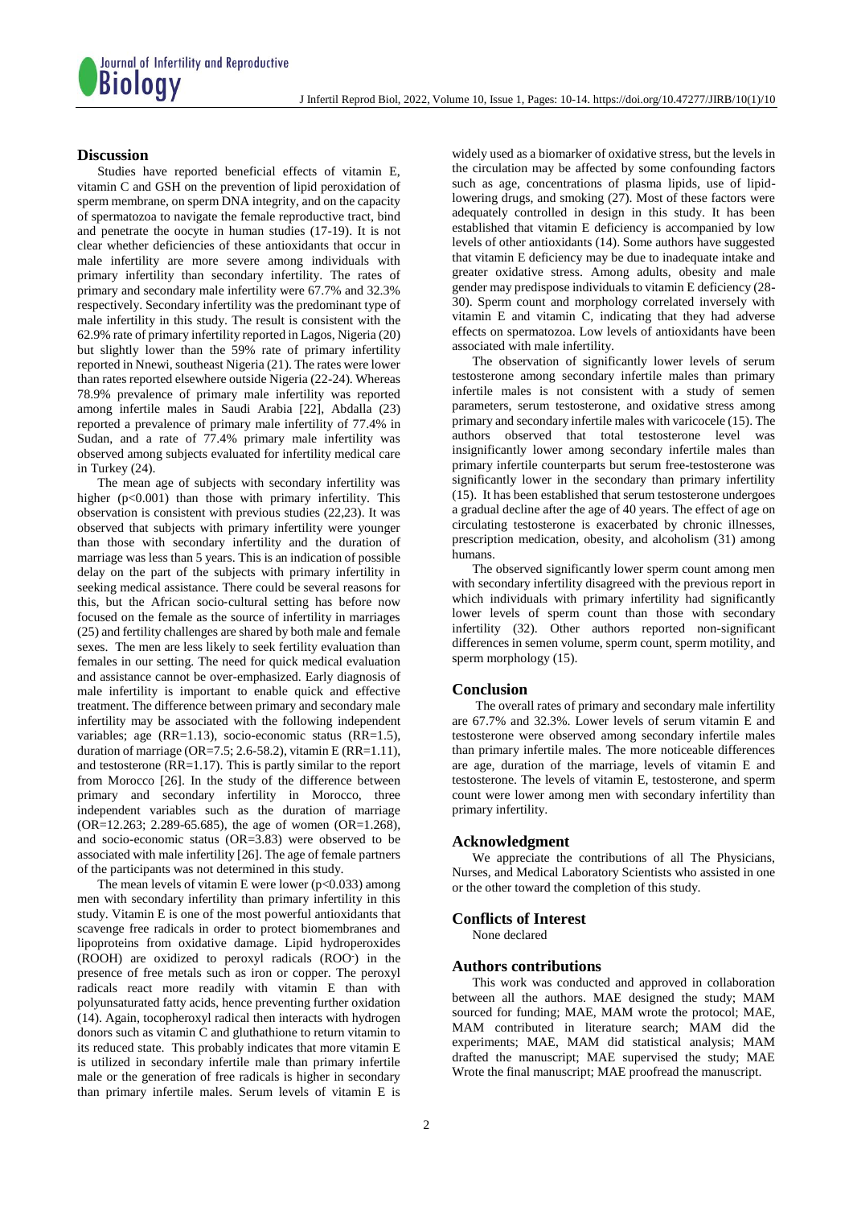## Discussion

Studies have reported beneficial effects of vitamin E, vitamin C and GSH on the prevention of lipid peroxidation of sperm membrane, on sperm DNA integrity, and on the capacity of spermatozoa to navigate the female reproductive tract, bind and penetrate the oocyte in human studies (17-19). It is not clear whether deficiencies of these antioxidants that occur in male infertility are more severe among individuals with primary infertility than secondary infertility. The rates of primary and secondary male infertility were 67.7% and 32.3% respectively. Secondary infertility was the predominant type of male infertility in this study. The result is consistent with the 62.9% rate of primary infertility reported in Lagos, Nigeria (20) but slightly lower than the 59% rate of primary infertility reported in Nnewi, southeast Nigeria (21). The rates were lower than rates reported elsewhere outside Nigeria (22-24). Whereas 78.9% prevalence of primary male infertility was reported among infertile males in Saudi Arabia [22], Abdalla (23) reported a prevalence of primary male infertility of 77.4% in Sudan, and a rate of 77.4% primary male infertility was observed among subjects evaluated for infertility medical care in Turkey (24).

The mean age of subjects with secondary infertility was higher ($p<0.001$) than those with primary infertility. This observation is consistent with previous studies (22,23). It was observed that subjects with primary infertility were younger than those with secondary infertility and the duration of marriage was less than 5 years. This is an indication of possible delay on the part of the subjects with primary infertility in seeking medical assistance. There could be several reasons for this, but the African socio-cultural setting has before now focused on the female as the source of infertility in marriages (25) and fertility challenges are shared by both male and female sexes. The men are less likely to seek fertility evaluation than females in our setting. The need for quick medical evaluation and assistance cannot be over-emphasized. Early diagnosis of male infertility is important to enable quick and effective treatment. The difference between primary and secondary male infertility may be associated with the following independent variables; age (RR=1.13), socio-economic status (RR=1.5), duration of marriage (OR=7.5; 2.6-58.2), vitamin E (RR=1.11), and testosterone (RR=1.17). This is partly similar to the report from Morocco [26]. In the study of the difference between primary and secondary infertility in Morocco, three independent variables such as the duration of marriage (OR=12.263; 2.289-65.685), the age of women (OR=1.268), and socio-economic status (OR=3.83) were observed to be associated with male infertility [26]. The age of female partners of the participants was not determined in this study.

The mean levels of vitamin E were lower ($p<0.033$) among men with secondary infertility than primary infertility in this study. Vitamin E is one of the most powerful antioxidants that scavenge free radicals in order to protect biomembranes and lipoproteins from oxidative damage. Lipid hydroperoxides (ROOH) are oxidized to peroxyl radicals ($ROO^-$) in the presence of free metals such as iron or copper. The peroxyl radicals react more readily with vitamin E than with polyunsaturated fatty acids, hence preventing further oxidation (14). Again, tocopheroxyl radical then interacts with hydrogen donors such as vitamin C and gluthathione to return vitamin to its reduced state. This probably indicates that more vitamin E is utilized in secondary infertile male than primary infertile male or the generation of free radicals is higher in secondary than primary infertile males. Serum levels of vitamin E is widely used as a biomarker of oxidative stress, but the levels in the circulation may be affected by some confounding factors such as age, concentrations of plasma lipids, use of lipid-lowering drugs, and smoking (27). Most of these factors were adequately controlled in design in this study. It has been established that vitamin E deficiency is accompanied by low levels of other antioxidants (14). Some authors have suggested that vitamin E deficiency may be due to inadequate intake and greater oxidative stress. Among adults, obesity and male gender may predispose individuals to vitamin E deficiency (28-30). Sperm count and morphology correlated inversely with vitamin E and vitamin C, indicating that they had adverse effects on spermatozoa. Low levels of antioxidants have been associated with male infertility.

The observation of significantly lower levels of serum testosterone among secondary infertile males than primary infertile males is not consistent with a study of semen parameters, serum testosterone, and oxidative stress among primary and secondary infertile males with varicocele (15). The authors observed that total testosterone level was insignificantly lower among secondary infertile males than primary infertile counterparts but serum free-testosterone was significantly lower in the secondary than primary infertility (15). It has been established that serum testosterone undergoes a gradual decline after the age of 40 years. The effect of age on circulating testosterone is exacerbated by chronic illnesses, prescription medication, obesity, and alcoholism (31) among humans.

The observed significantly lower sperm count among men with secondary infertility disagreed with the previous report in which individuals with primary infertility had significantly lower levels of sperm count than those with secondary infertility (32). Other authors reported non-significant differences in semen volume, sperm count, sperm motility, and sperm morphology (15).

## Conclusion

The overall rates of primary and secondary male infertility are 67.7% and 32.3%. Lower levels of serum vitamin E and testosterone were observed among secondary infertile males than primary infertile males. The more noticeable differences are age, duration of the marriage, levels of vitamin E and testosterone. The levels of vitamin E, testosterone, and sperm count were lower among men with secondary infertility than primary infertility.

## Acknowledgment

We appreciate the contributions of all The Physicians, Nurses, and Medical Laboratory Scientists who assisted in one or the other toward the completion of this study.

## Conflicts of Interest

None declared

## Authors contributions

This work was conducted and approved in collaboration between all the authors. MAE designed the study; MAM sourced for funding; MAE, MAM wrote the protocol; MAE, MAM contributed in literature search; MAM did the experiments; MAE, MAM did statistical analysis; MAM drafted the manuscript; MAE supervised the study; MAE Wrote the final manuscript; MAE proofread the manuscript.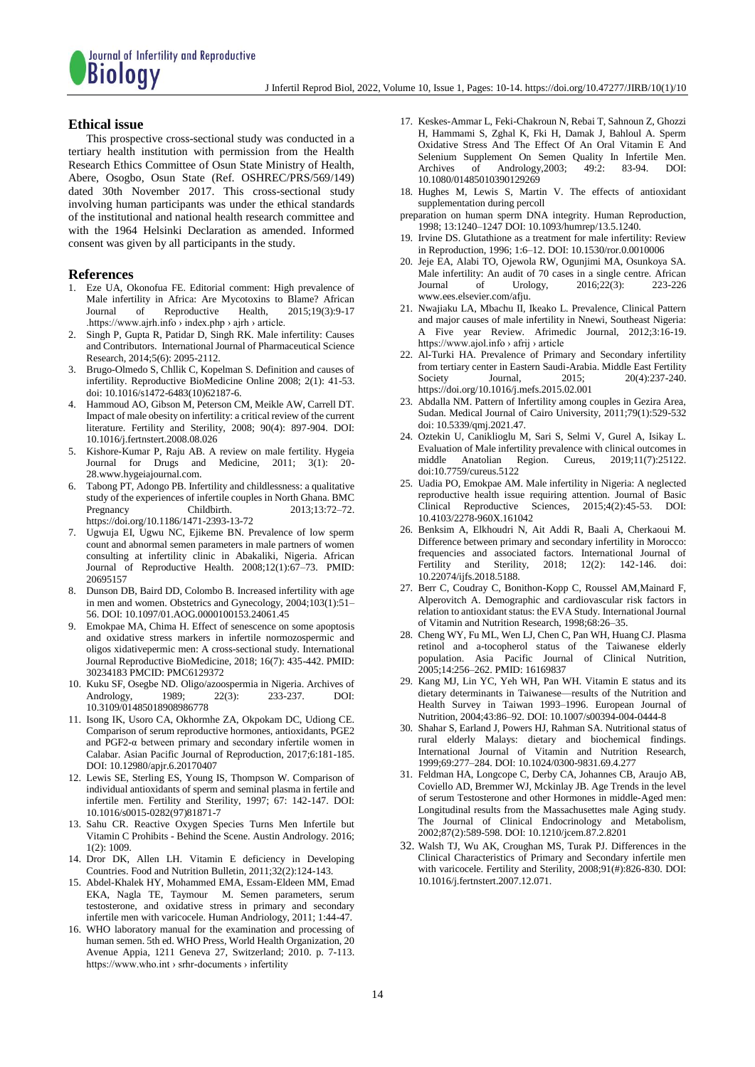## Ethical issue

This prospective cross-sectional study was conducted in a tertiary health institution with permission from the Health Research Ethics Committee of Osun State Ministry of Health, Abere, Osogbo, Osun State (Ref. OSHREC/PRS/569/149) dated 30th November 2017. This cross-sectional study involving human participants was under the ethical standards of the institutional and national health research committee and with the 1964 Helsinki Declaration as amended. Informed consent was given by all participants in the study.

## References

1. Eze UA, Okonofua FE. Editorial comment: High prevalence of Male infertility in Africa: Are Mycotoxins to Blame? African Journal of Reproductive Health, 2015;19(3):9-17 .https://www.ajrh.info › index.php › ajrh › article.
2. Singh P, Gupta R, Patidar D, Singh RK. Male infertility: Causes and Contributors. International Journal of Pharmaceutical Science Research, 2014;5(6): 2095-2112.
3. Brugo-Olmedo S, Chllik C, Kopelman S. Definition and causes of infertility. Reproductive BioMedicine Online 2008; 2(1): 41-53. doi: 10.1016/s1472-6483(10)62187-6.
4. Hammoud AO, Gibson M, Peterson CM, Meikle AW, Carrell DT. Impact of male obesity on infertility: a critical review of the current literature. Fertility and Sterility, 2008; 90(4): 897-904. DOI: 10.1016/j.fertnstert.2008.08.026
5. Kishore-Kumar P, Raju AB. A review on male fertility. Hygeia Journal for Drugs and Medicine, 2011; 3(1): 20-28.www.hygeiajournal.com.
6. Tabong PT, Adongo PB. Infertility and childlessness: a qualitative study of the experiences of infertile couples in North Ghana. BMC Pregnancy Childbirth. 2013;13:72–72. https://doi.org/10.1186/1471-2393-13-72
7. Ugwuja EI, Ugwu NC, Ejikeme BN. Prevalence of low sperm count and abnormal semen parameters in male partners of women consulting at infertility clinic in Abakaliki, Nigeria. African Journal of Reproductive Health. 2008;12(1):67–73. PMID: 20695157
8. Dunson DB, Baird DD, Colombo B. Increased infertility with age in men and women. Obstetrics and Gynecology, 2004;103(1):51–56. DOI: 10.1097/01.AOG.0000100153.24061.45
9. Emokpae MA, Chima H. Effect of senescence on some apoptosis and oxidative stress markers in infertile normozospermic and oligos xidativepermic men: A cross-sectional study. International Journal Reproductive BioMedicine, 2018; 16(7): 435-442. PMID: 30234183 PMCID: PMC6129372
10. Kuku SF, Osegbe ND. Oligo/azoospermia in Nigeria. Archives of Andrology, 1989; 22(3): 233-237. DOI: 10.3109/01485018908986778
11. Isong IK, Usoro CA, Okhormhe ZA, Okpokam DC, Udiong CE. Comparison of serum reproductive hormones, antioxidants, PGE2 and PGF2-α between primary and secondary infertile women in Calabar. Asian Pacific Journal of Reproduction, 2017;6:181-185. DOI: 10.12980/apjr.6.20170407
12. Lewis SE, Sterling ES, Young IS, Thompson W. Comparison of individual antioxidants of sperm and seminal plasma in fertile and infertile men. Fertility and Sterility, 1997; 67: 142-147. DOI: 10.1016/s0015-0282(97)81871-7
13. Sahu CR. Reactive Oxygen Species Turns Men Infertile but Vitamin C Prohibits - Behind the Scene. Austin Andrology. 2016; 1(2): 1009.
14. Dror DK, Allen LH. Vitamin E deficiency in Developing Countries. Food and Nutrition Bulletin, 2011;32(2):124-143.
15. Abdel-Khalek HY, Mohammed EMA, Essam-Eldeen MM, Emad EKA, Nagla TE, Taymour M. Semen parameters, serum testosterone, and oxidative stress in primary and secondary infertile men with varicocele. Human Andriology, 2011; 1:44-47.
16. WHO laboratory manual for the examination and processing of human semen. 5th ed. WHO Press, World Health Organization, 20 Avenue Appia, 1211 Geneva 27, Switzerland; 2010. p. 7-113. https://www.who.int › srhr-documents › infertility
17. Keskes-Ammar L, Feki-Chakroun N, Rebai T, Sahnoun Z, Ghozzi H, Hammami S, Zghal K, Fki H, Damak J, Bahloul A. Sperm Oxidative Stress And The Effect Of An Oral Vitamin E And Selenium Supplement On Semen Quality In Infertile Men. Archives of Andrology,2003; 49:2: 83-94. DOI: 10.1080/01485010390129269
18. Hughes M, Lewis S, Martin V. The effects of antioxidant supplementation during percoll preparation on human sperm DNA integrity. Human Reproduction, 1998; 13:1240–1247 DOI: 10.1093/humrep/13.5.1240.
19. Irvine DS. Glutathione as a treatment for male infertility: Review in Reproduction, 1996; 1:6–12. DOI: 10.1530/ror.0.0010006
20. Jeje EA, Alabi TO, Ojewola RW, Ogunjimi MA, Osunkoya SA. Male infertility: An audit of 70 cases in a single centre. African Journal of Urology, 2016;22(3): 223-226 www.ees.elsevier.com/afju.
21. Nwajiaku LA, Mbachu II, Ikeako L. Prevalence, Clinical Pattern and major causes of male infertility in Nnewi, Southeast Nigeria: A Five year Review. Afrimedic Journal, 2012;3:16-19. https://www.ajol.info › afrij › article
22. Al-Turki HA. Prevalence of Primary and Secondary infertility from tertiary center in Eastern Saudi-Arabia. Middle East Fertility Society Journal, 2015; 20(4):237-240. https://doi.org/10.1016/j.mefs.2015.02.001
23. Abdalla NM. Pattern of Infertility among couples in Gezira Area, Sudan. Medical Journal of Cairo University, 2011;79(1):529-532 doi: 10.5339/qmj.2021.47.
24. Oztekin U, Caniklioglu M, Sari S, Selmi V, Gurel A, Isikay L. Evaluation of Male infertility prevalence with clinical outcomes in middle Anatolian Region. Cureus, 2019;11(7):25122. doi:10.7759/cureus.5122
25. Uadia PO, Emokpae AM. Male infertility in Nigeria: A neglected reproductive health issue requiring attention. Journal of Basic Clinical Reproductive Sciences, 2015;4(2):45-53. DOI: 10.4103/2278-960X.161042
26. Benksim A, Elkhoudri N, Ait Addi R, Baali A, Cherkaoui M. Difference between primary and secondary infertility in Morocco: frequencies and associated factors. International Journal of Fertility and Sterility, 2018; 12(2): 142-146. doi: 10.22074/ijfs.2018.5188.
27. Berr C, Coudray C, Bonithon-Kopp C, Roussel AM,Mainard F, Alperovitch A. Demographic and cardiovascular risk factors in relation to antioxidant status: the EVA Study. International Journal of Vitamin and Nutrition Research, 1998;68:26–35.
28. Cheng WY, Fu ML, Wen LJ, Chen C, Pan WH, Huang CJ. Plasma retinol and a-tocopherol status of the Taiwanese elderly population. Asia Pacific Journal of Clinical Nutrition, 2005;14:256–262. PMID: 16169837
29. Kang MJ, Lin YC, Yeh WH, Pan WH. Vitamin E status and its dietary determinants in Taiwanese—results of the Nutrition and Health Survey in Taiwan 1993–1996. European Journal of Nutrition, 2004;43:86–92. DOI: 10.1007/s00394-004-0444-8
30. Shahar S, Earland J, Powers HJ, Rahman SA. Nutritional status of rural elderly Malays: dietary and biochemical findings. International Journal of Vitamin and Nutrition Research, 1999;69:277–284. DOI: 10.1024/0300-9831.69.4.277
31. Feldman HA, Longcope C, Derby CA, Johannes CB, Araujo AB, Coviello AD, Bremmer WJ, Mckinlay JB. Age Trends in the level of serum Testosterone and other Hormones in middle-Aged men: Longitudinal results from the Massachusettes male Aging study. The Journal of Clinical Endocrinology and Metabolism, 2002;87(2):589-598. DOI: 10.1210/jcem.87.2.8201
32. Walsh TJ, Wu AK, Croughan MS, Turak PJ. Differences in the Clinical Characteristics of Primary and Secondary infertile men with varicocele. Fertility and Sterility, 2008;91(#):826-830. DOI: 10.1016/j.fertnstert.2007.12.071.